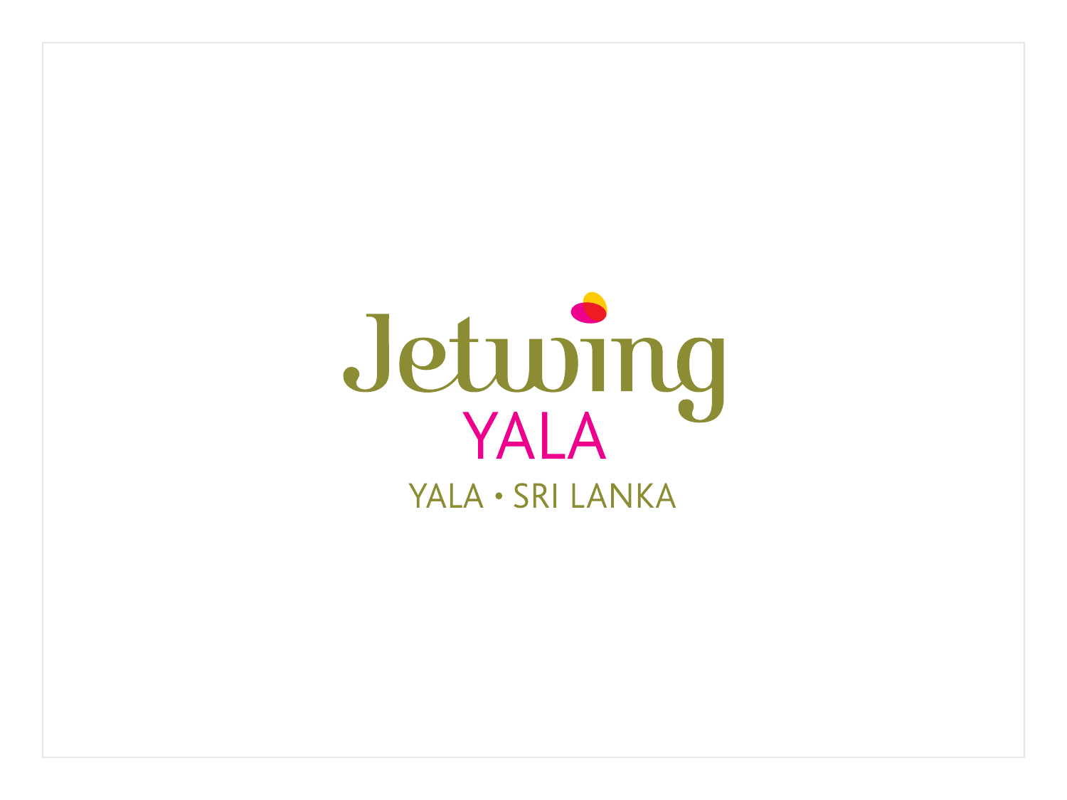# Jetwing

## YALA

YALA • SRI LANKA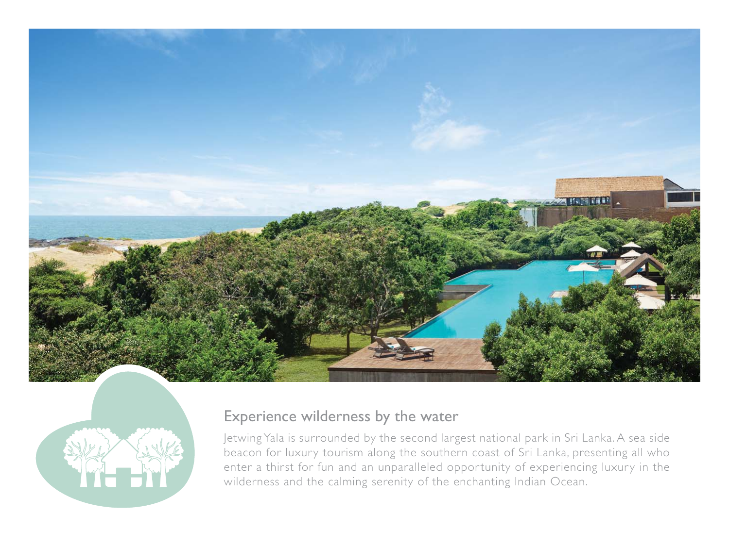## Experience wilderness by the water

Jetwing Yala is surrounded by the second largest national park in Sri Lanka. A sea side beacon for luxury tourism along the southern coast of Sri Lanka, presenting all who enter a thirst for fun and an unparalleled opportunity of experiencing luxury in the wilderness and the calming serenity of the enchanting Indian Ocean.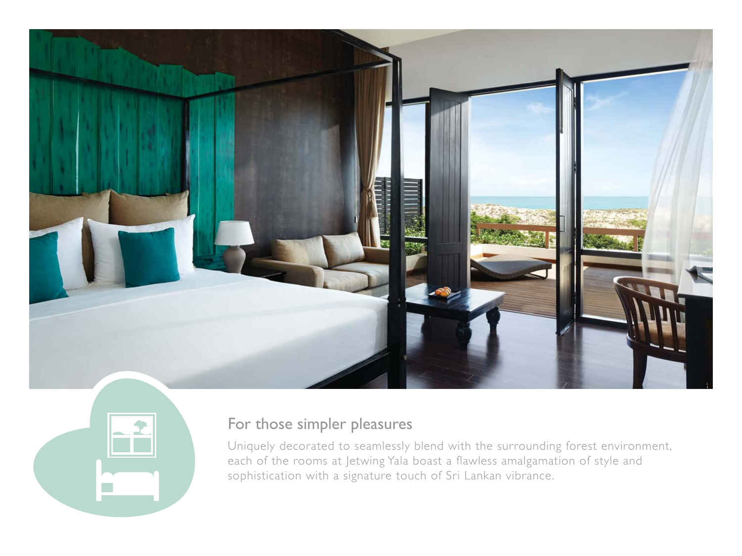## For those simpler pleasures

Uniquely decorated to seamlessly blend with the surrounding forest environment, each of the rooms at Jetwing Yala boast a flawless amalgamation of style and sophistication with a signature touch of Sri Lankan vibrance.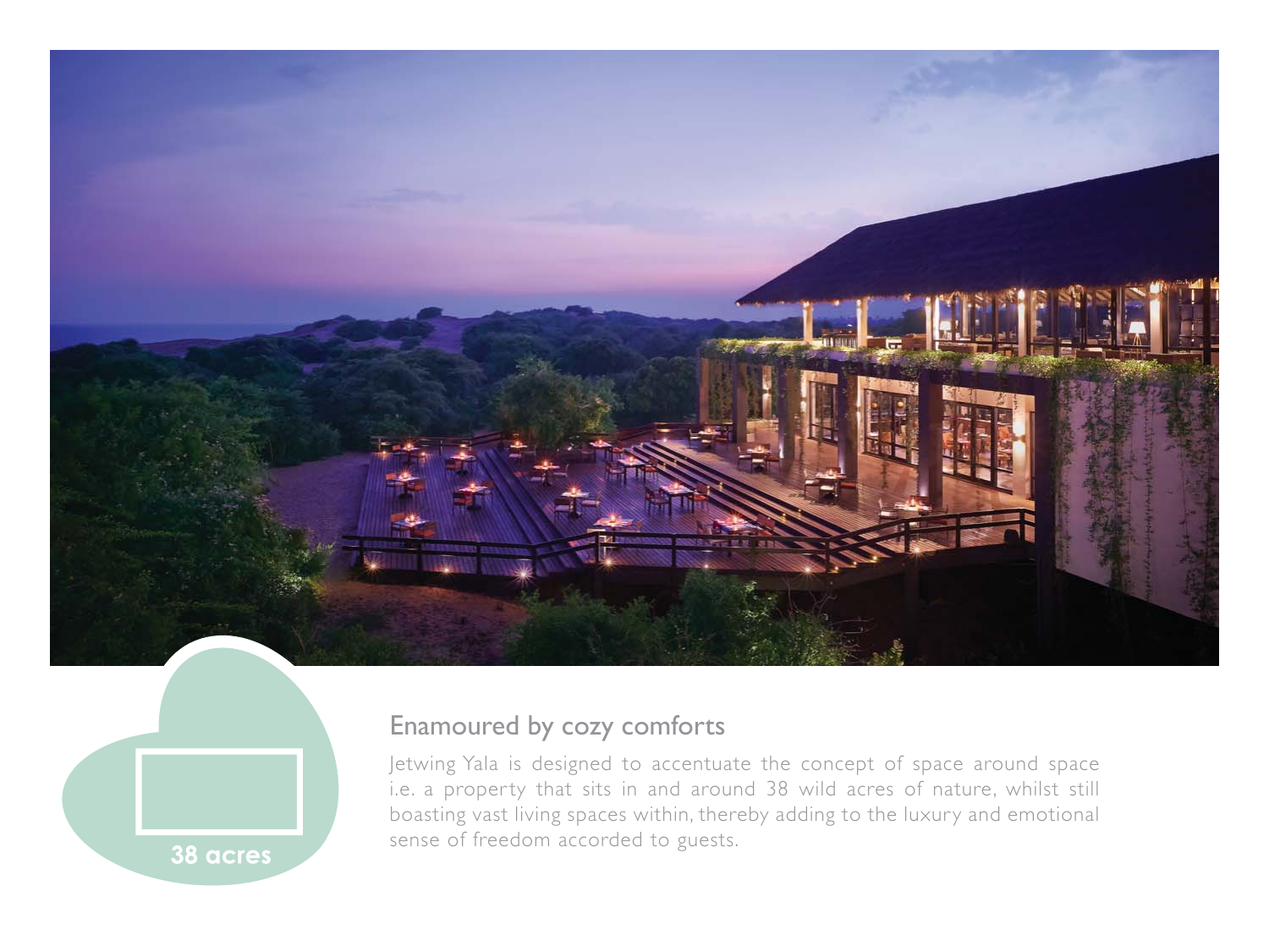38 acres

## Enamoured by cozy comforts

Jetwing Yala is designed to accentuate the concept of space around space i.e. a property that sits in and around 38 wild acres of nature, whilst still boasting vast living spaces within, thereby adding to the luxury and emotional sense of freedom accorded to guests.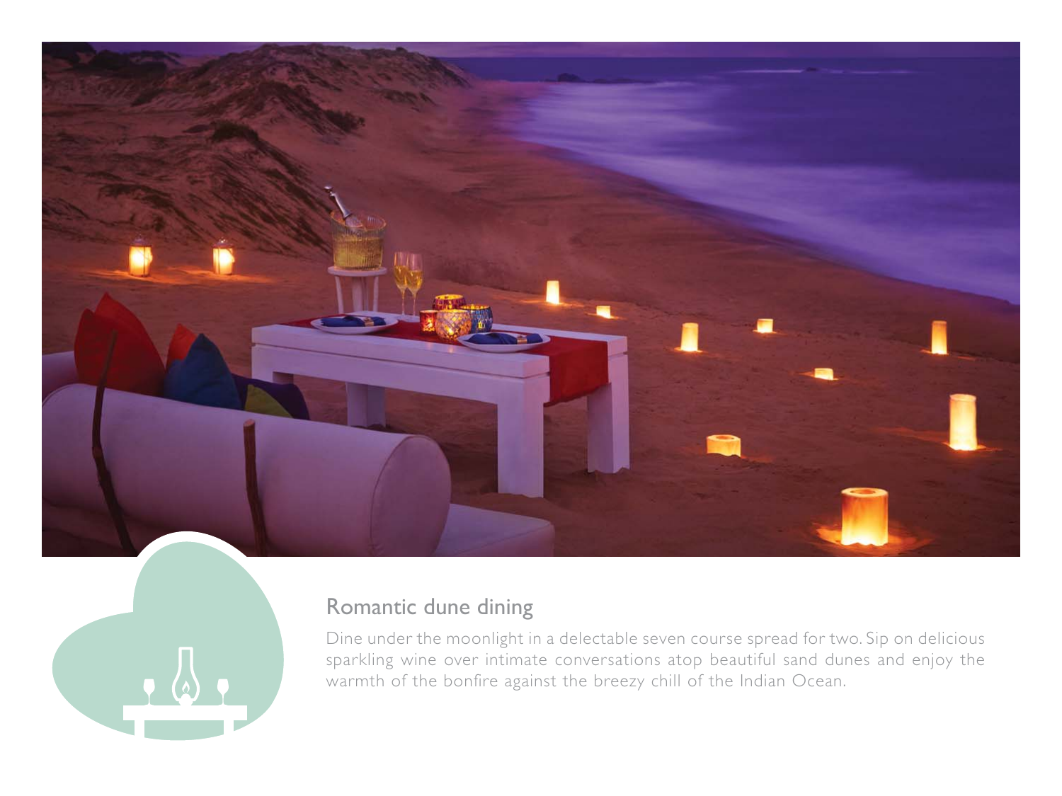## Romantic dune dining

Dine under the moonlight in a delectable seven course spread for two. Sip on delicious sparkling wine over intimate conversations atop beautiful sand dunes and enjoy the warmth of the bonfire against the breezy chill of the Indian Ocean.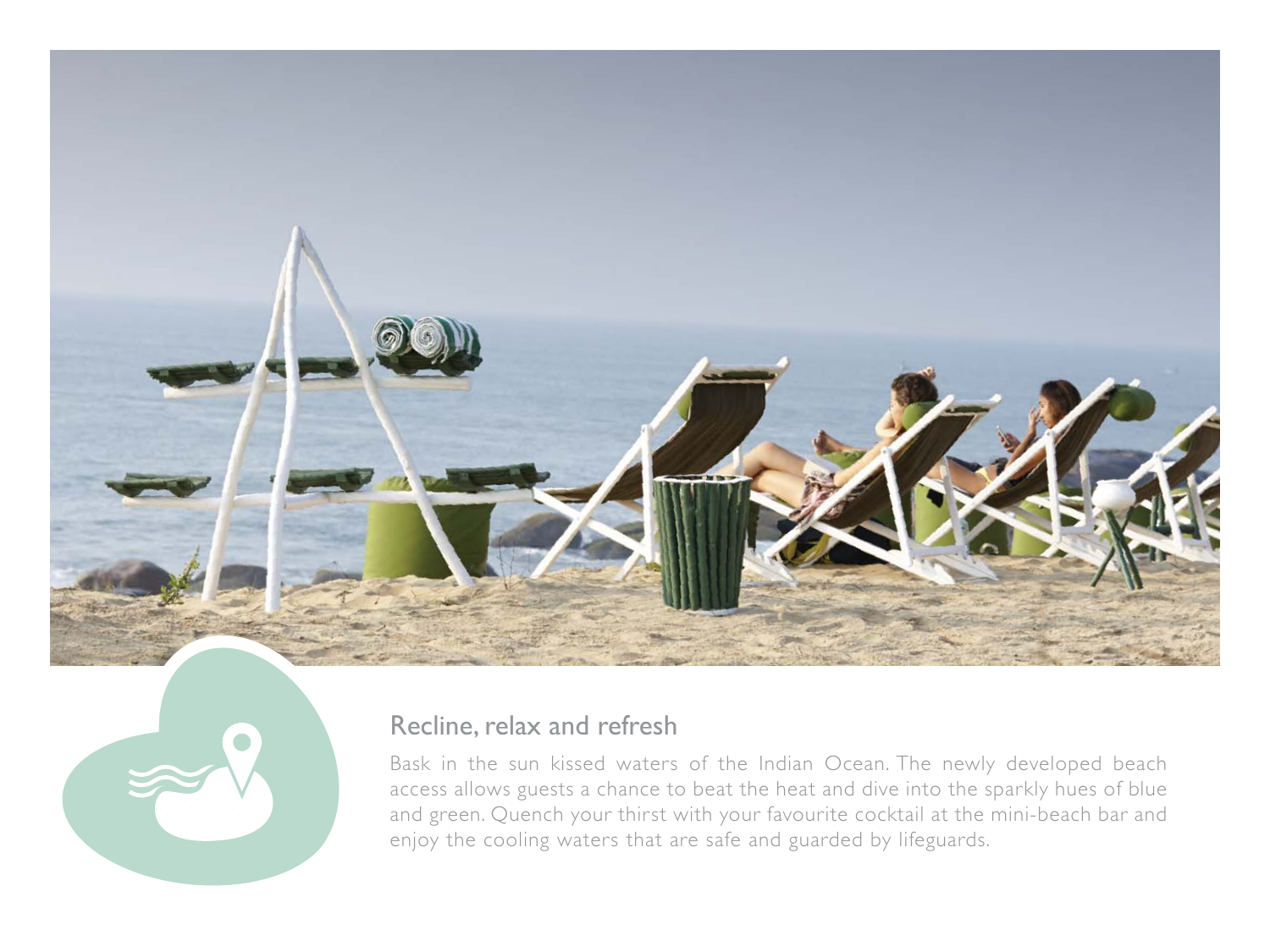## Recline, relax and refresh

Bask in the sun kissed waters of the Indian Ocean. The newly developed beach access allows guests a chance to beat the heat and dive into the sparkly hues of blue and green. Quench your thirst with your favourite cocktail at the mini-beach bar and enjoy the cooling waters that are safe and guarded by lifeguards.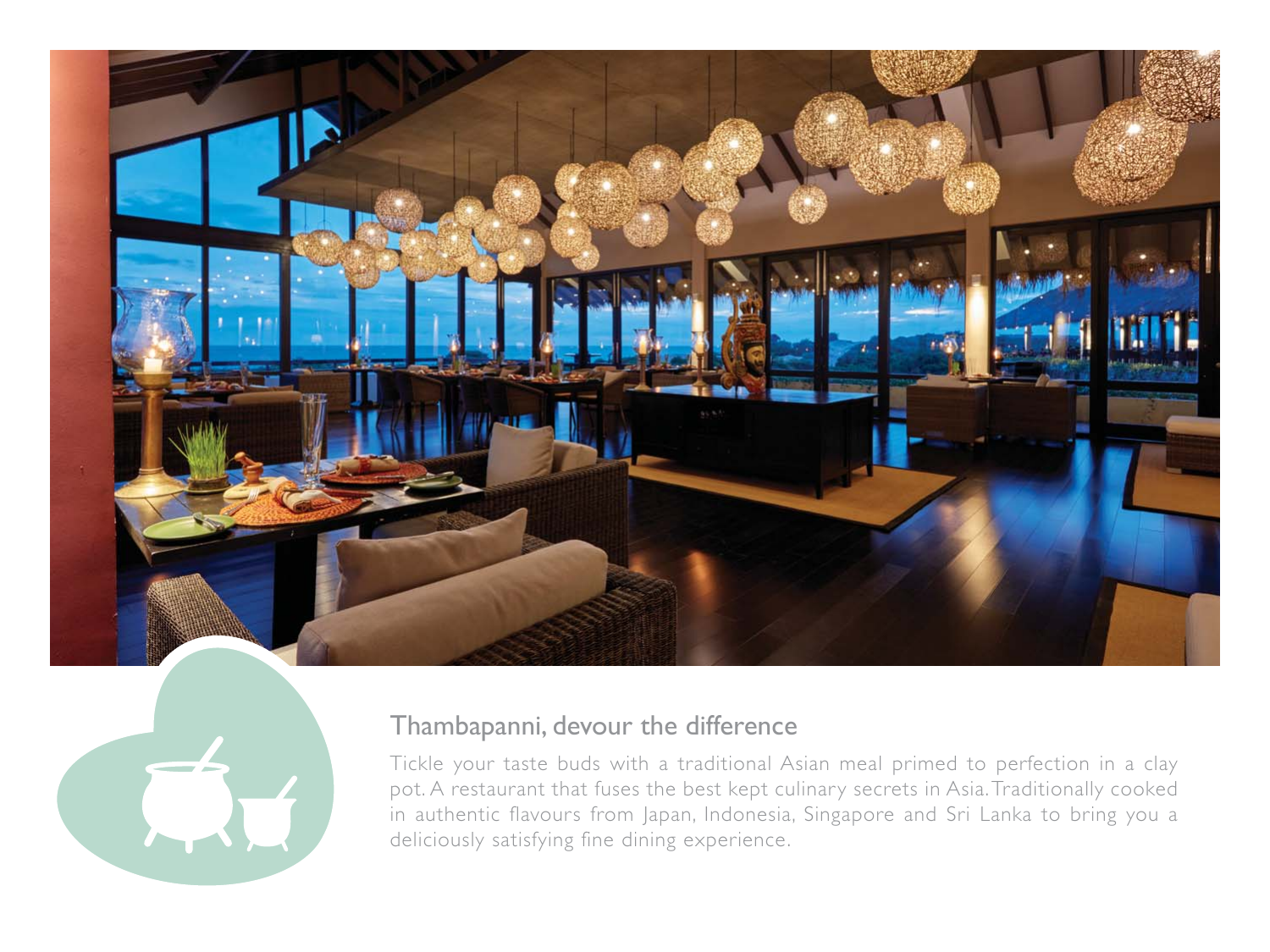## Thambapanni, devour the difference

Tickle your taste buds with a traditional Asian meal primed to perfection in a clay pot. A restaurant that fuses the best kept culinary secrets in Asia. Traditionally cooked in authentic flavours from Japan, Indonesia, Singapore and Sri Lanka to bring you a deliciously satisfying fine dining experience.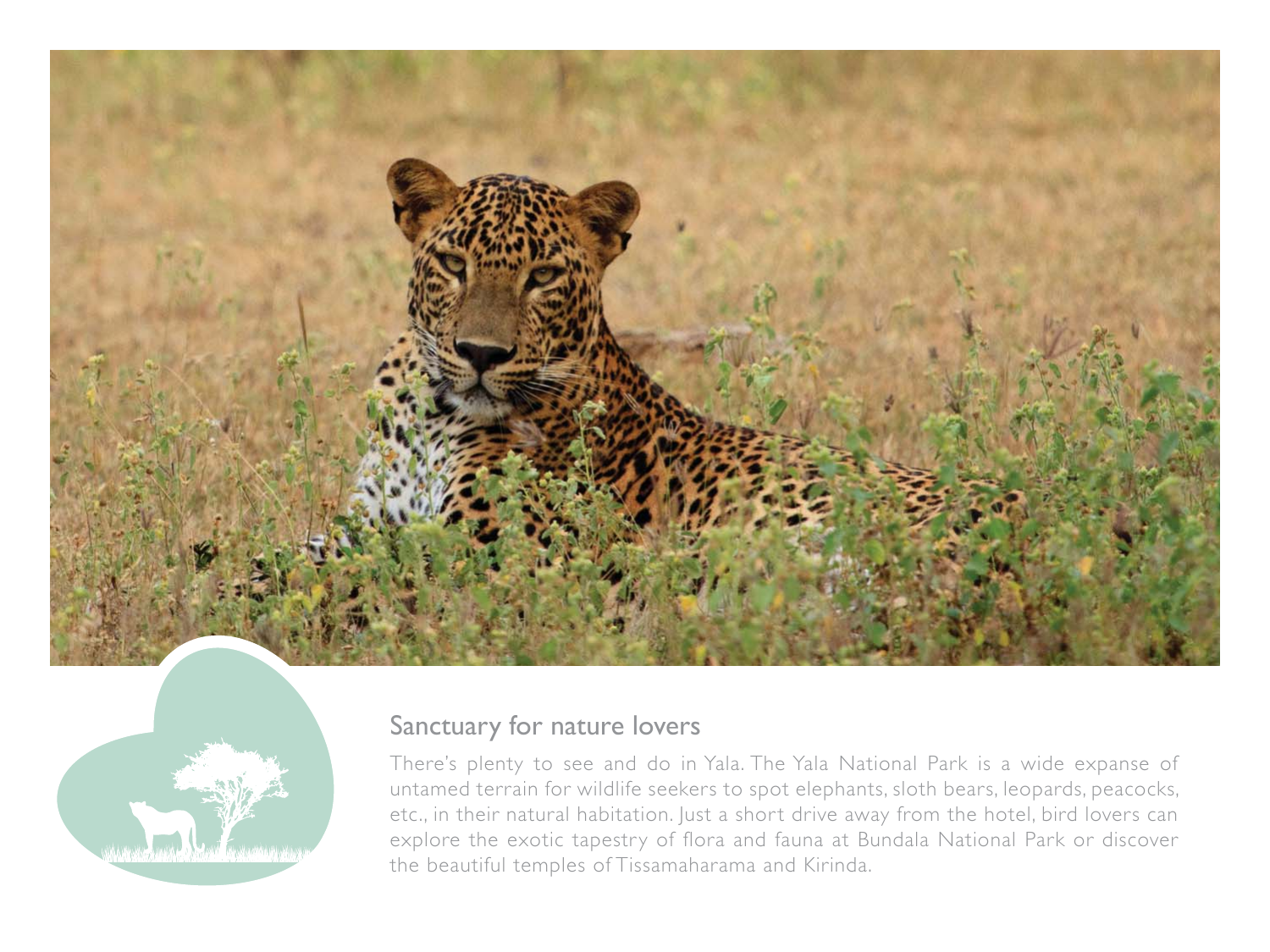## Sanctuary for nature lovers

There's plenty to see and do in Yala. The Yala National Park is a wide expanse of untamed terrain for wildlife seekers to spot elephants, sloth bears, leopards, peacocks, etc., in their natural habitation. Just a short drive away from the hotel, bird lovers can explore the exotic tapestry of flora and fauna at Bundala National Park or discover the beautiful temples of Tissamaharama and Kirinda.